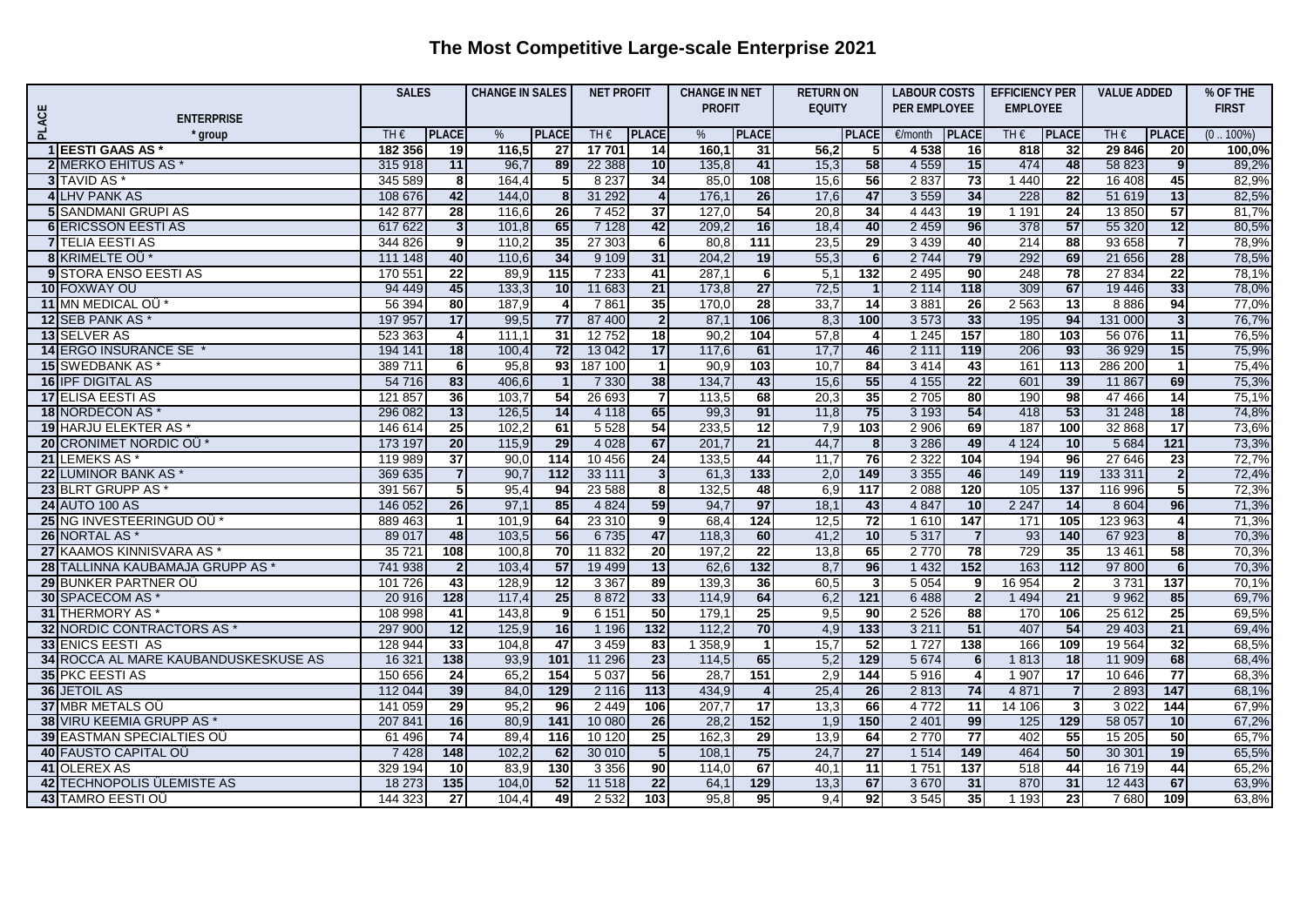# The Most Competitive Large-scale Enterprise 2021

| PLACE | ENTERPRISE * group | SALES | | CHANGE IN SALES | | NET PROFIT | | CHANGE IN NET PROFIT | | RETURN ON EQUITY | | LABOUR COSTS PER EMPLOYEE | | EFFICIENCY PER EMPLOYEE | | VALUE ADDED | | % OF THE FIRST |
|---|---|---|---|---|---|---|---|---|---|---|---|---|---|---|---|---|---|---|
| | | TH € | PLACE | % | PLACE | TH € | PLACE | % | PLACE | | PLACE | €/month | PLACE | TH € | PLACE | TH € | PLACE | (0 .. 100%) |
| 1 | **EESTI GAAS AS *** | **182 356** | **19** | **116,5** | **27** | **17 701** | **14** | **160,1** | **31** | **56,2** | **5** | **4 538** | **16** | **818** | **32** | **29 846** | **20** | **100,0%** |
| 2 | MERKO EHITUS AS * | 315 918 | 11 | 96,7 | 89 | 22 388 | 10 | 135,8 | 41 | 15,3 | 58 | 4 559 | 15 | 474 | 48 | 58 823 | 9 | 89,2% |
| 3 | TAVID AS * | 345 589 | 8 | 164,4 | 5 | 8 237 | 34 | 85,0 | 108 | 15,6 | 56 | 2 837 | 73 | 1 440 | 22 | 16 408 | 45 | 82,9% |
| 4 | LHV PANK AS | 108 676 | 42 | 144,0 | 8 | 31 292 | 4 | 176,1 | 26 | 17,6 | 47 | 3 559 | 34 | 228 | 82 | 51 619 | 13 | 82,5% |
| 5 | SANDMANI GRUPI AS | 142 877 | 28 | 116,6 | 26 | 7 452 | 37 | 127,0 | 54 | 20,8 | 34 | 4 443 | 19 | 1 191 | 24 | 13 850 | 57 | 81,7% |
| 6 | ERICSSON EESTI AS | 617 622 | 3 | 101,8 | 65 | 7 128 | 42 | 209,2 | 16 | 18,4 | 40 | 2 459 | 96 | 378 | 57 | 55 320 | 12 | 80,5% |
| 7 | TELIA EESTI AS | 344 826 | 9 | 110,2 | 35 | 27 303 | 6 | 80,8 | 111 | 23,5 | 29 | 3 439 | 40 | 214 | 88 | 93 658 | 7 | 78,9% |
| 8 | KRIMELTE OÜ * | 111 148 | 40 | 110,6 | 34 | 9 109 | 31 | 204,2 | 19 | 55,3 | 6 | 2 744 | 79 | 292 | 69 | 21 656 | 28 | 78,5% |
| 9 | STORA ENSO EESTI AS | 170 551 | 22 | 89,9 | 115 | 7 233 | 41 | 287,1 | 6 | 5,1 | 132 | 2 495 | 90 | 248 | 78 | 27 834 | 22 | 78,1% |
| 10 | FOXWAY OÜ | 94 449 | 45 | 133,3 | 10 | 11 683 | 21 | 173,8 | 27 | 72,5 | 1 | 2 114 | 118 | 309 | 67 | 19 446 | 33 | 78,0% |
| 11 | MN MEDICAL OÜ * | 56 394 | 80 | 187,9 | 4 | 7 861 | 35 | 170,0 | 28 | 33,7 | 14 | 3 881 | 26 | 2 563 | 13 | 8 886 | 94 | 77,0% |
| 12 | SEB PANK AS * | 197 957 | 17 | 99,5 | 77 | 87 400 | 2 | 87,1 | 106 | 8,3 | 100 | 3 573 | 33 | 195 | 94 | 131 000 | 3 | 76,7% |
| 13 | SELVER AS | 523 363 | 4 | 111,1 | 31 | 12 752 | 18 | 90,2 | 104 | 57,8 | 4 | 1 245 | 157 | 180 | 103 | 56 076 | 11 | 76,5% |
| 14 | ERGO INSURANCE SE * | 194 141 | 18 | 100,4 | 72 | 13 042 | 17 | 117,6 | 61 | 17,7 | 46 | 2 111 | 119 | 206 | 93 | 36 929 | 15 | 75,9% |
| 15 | SWEDBANK AS * | 389 711 | 6 | 95,8 | 93 | 187 100 | 1 | 90,9 | 103 | 10,7 | 84 | 3 414 | 43 | 161 | 113 | 286 200 | 1 | 75,4% |
| 16 | IPF DIGITAL AS | 54 716 | 83 | 406,6 | 1 | 7 330 | 38 | 134,7 | 43 | 15,6 | 55 | 4 155 | 22 | 601 | 39 | 11 867 | 69 | 75,3% |
| 17 | ELISA EESTI AS | 121 857 | 36 | 103,7 | 54 | 26 693 | 7 | 113,5 | 68 | 20,3 | 35 | 2 705 | 80 | 190 | 98 | 47 466 | 14 | 75,1% |
| 18 | NORDECON AS * | 296 082 | 13 | 126,5 | 14 | 4 118 | 65 | 99,3 | 91 | 11,8 | 75 | 3 193 | 54 | 418 | 53 | 31 248 | 18 | 74,8% |
| 19 | HARJU ELEKTER AS * | 146 614 | 25 | 102,2 | 61 | 5 528 | 54 | 233,5 | 12 | 7,9 | 103 | 2 906 | 69 | 187 | 100 | 32 868 | 17 | 73,6% |
| 20 | CRONIMET NORDIC OÜ * | 173 197 | 20 | 115,9 | 29 | 4 028 | 67 | 201,7 | 21 | 44,7 | 8 | 3 286 | 49 | 4 124 | 10 | 5 684 | 121 | 73,3% |
| 21 | LEMEKS AS * | 119 989 | 37 | 90,0 | 114 | 10 456 | 24 | 133,5 | 44 | 11,7 | 76 | 2 322 | 104 | 194 | 96 | 27 646 | 23 | 72,7% |
| 22 | LUMINOR BANK AS * | 369 635 | 7 | 90,7 | 112 | 33 111 | 3 | 61,3 | 133 | 2,0 | 149 | 3 355 | 46 | 149 | 119 | 133 311 | 2 | 72,4% |
| 23 | BLRT GRUPP AS * | 391 567 | 5 | 95,4 | 94 | 23 588 | 8 | 132,5 | 48 | 6,9 | 117 | 2 088 | 120 | 105 | 137 | 116 996 | 5 | 72,3% |
| 24 | AUTO 100 AS | 146 052 | 26 | 97,1 | 85 | 4 824 | 59 | 94,7 | 97 | 18,1 | 43 | 4 847 | 10 | 2 247 | 14 | 8 604 | 96 | 71,3% |
| 25 | NG INVESTEERINGUD OÜ * | 889 463 | 1 | 101,9 | 64 | 23 310 | 9 | 68,4 | 124 | 12,5 | 72 | 1 610 | 147 | 171 | 105 | 123 963 | 4 | 71,3% |
| 26 | NORTAL AS * | 89 017 | 48 | 103,5 | 56 | 6 735 | 47 | 118,3 | 60 | 41,2 | 10 | 5 317 | 7 | 93 | 140 | 67 923 | 8 | 70,3% |
| 27 | KAAMOS KINNISVARA AS * | 35 721 | 108 | 100,8 | 70 | 11 832 | 20 | 197,2 | 22 | 13,8 | 65 | 2 770 | 78 | 729 | 35 | 13 461 | 58 | 70,3% |
| 28 | TALLINNA KAUBAMAJA GRUPP AS * | 741 938 | 2 | 103,4 | 57 | 19 499 | 13 | 62,6 | 132 | 8,7 | 96 | 1 432 | 152 | 163 | 112 | 97 800 | 6 | 70,3% |
| 29 | BUNKER PARTNER OÜ | 101 726 | 43 | 128,9 | 12 | 3 367 | 89 | 139,3 | 36 | 60,5 | 3 | 5 054 | 9 | 16 954 | 2 | 3 731 | 137 | 70,1% |
| 30 | SPACECOM AS * | 20 916 | 128 | 117,4 | 25 | 8 872 | 33 | 114,9 | 64 | 6,2 | 121 | 6 488 | 2 | 1 494 | 21 | 9 962 | 85 | 69,7% |
| 31 | THERMORY AS * | 108 998 | 41 | 143,8 | 9 | 6 151 | 50 | 179,1 | 25 | 9,5 | 90 | 2 526 | 88 | 170 | 106 | 25 612 | 25 | 69,5% |
| 32 | NORDIC CONTRACTORS AS * | 297 900 | 12 | 125,9 | 16 | 1 196 | 132 | 112,2 | 70 | 4,9 | 133 | 3 211 | 51 | 407 | 54 | 29 403 | 21 | 69,4% |
| 33 | ENICS EESTI AS | 128 944 | 33 | 104,8 | 47 | 3 459 | 83 | 1 358,9 | 1 | 15,7 | 52 | 1 727 | 138 | 166 | 109 | 19 564 | 32 | 68,5% |
| 34 | ROCCA AL MARE KAUBANDUSKESKUSE AS | 16 321 | 138 | 93,9 | 101 | 11 296 | 23 | 114,5 | 65 | 5,2 | 129 | 5 674 | 6 | 1 813 | 18 | 11 909 | 68 | 68,4% |
| 35 | PKC EESTI AS | 150 656 | 24 | 65,2 | 154 | 5 037 | 56 | 28,7 | 151 | 2,9 | 144 | 5 916 | 4 | 1 907 | 17 | 10 646 | 77 | 68,3% |
| 36 | JETOIL AS | 112 044 | 39 | 84,0 | 129 | 2 116 | 113 | 434,9 | 4 | 25,4 | 26 | 2 813 | 74 | 4 871 | 7 | 2 893 | 147 | 68,1% |
| 37 | MBR METALS OÜ | 141 059 | 29 | 95,2 | 96 | 2 449 | 106 | 207,7 | 17 | 13,3 | 66 | 4 772 | 11 | 14 106 | 3 | 3 022 | 144 | 67,9% |
| 38 | VIRU KEEMIA GRUPP AS * | 207 841 | 16 | 80,9 | 141 | 10 080 | 26 | 28,2 | 152 | 1,9 | 150 | 2 401 | 99 | 125 | 129 | 58 057 | 10 | 67,2% |
| 39 | EASTMAN SPECIALTIES OÜ | 61 496 | 74 | 89,4 | 116 | 10 120 | 25 | 162,3 | 29 | 13,9 | 64 | 2 770 | 77 | 402 | 55 | 15 205 | 50 | 65,7% |
| 40 | FAUSTO CAPITAL OÜ | 7 428 | 148 | 102,2 | 62 | 30 010 | 5 | 108,1 | 75 | 24,7 | 27 | 1 514 | 149 | 464 | 50 | 30 301 | 19 | 65,5% |
| 41 | OLEREX AS | 329 194 | 10 | 83,9 | 130 | 3 356 | 90 | 114,0 | 67 | 40,1 | 11 | 1 751 | 137 | 518 | 44 | 16 719 | 44 | 65,2% |
| 42 | TECHNOPOLIS ÜLEMISTE AS | 18 273 | 135 | 104,0 | 52 | 11 518 | 22 | 64,1 | 129 | 13,3 | 67 | 3 670 | 31 | 870 | 31 | 12 443 | 67 | 63,9% |
| 43 | TAMRO EESTI OÜ | 144 323 | 27 | 104,4 | 49 | 2 532 | 103 | 95,8 | 95 | 9,4 | 92 | 3 545 | 35 | 1 193 | 23 | 7 680 | 109 | 63,8% |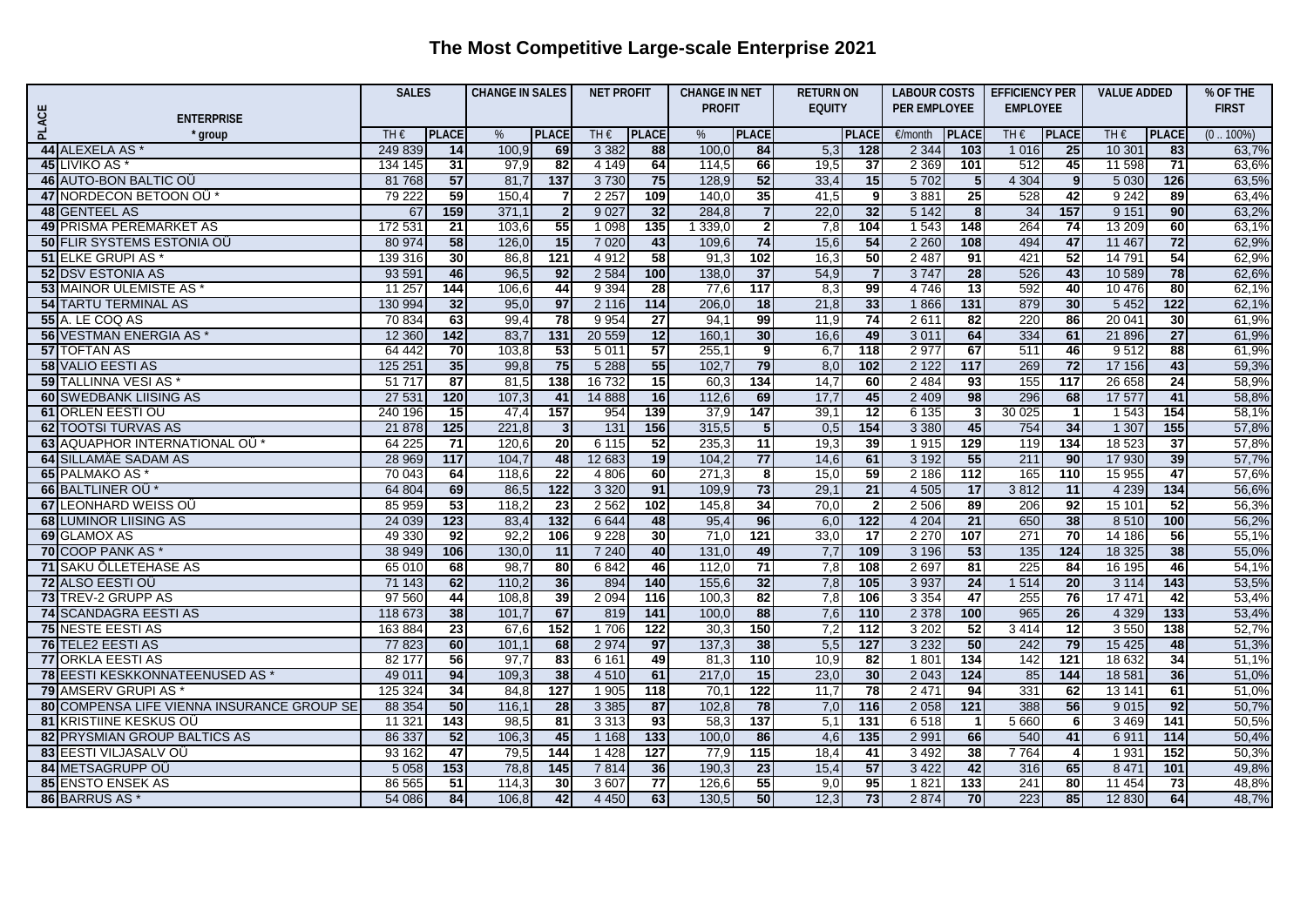# The Most Competitive Large-scale Enterprise 2021

| PLACE | ENTERPRISE | SALES | | CHANGE IN SALES | | NET PROFIT | | CHANGE IN NET PROFIT | | RETURN ON EQUITY | | LABOUR COSTS PER EMPLOYEE | | EFFICIENCY PER EMPLOYEE | | VALUE ADDED | | % OF THE FIRST |
|---|---|---|---|---|---|---|---|---|---|---|---|---|---|---|---|---|---|---|
| | * group | TH € | PLACE | % | PLACE | TH € | PLACE | % | PLACE | | PLACE | €/month | PLACE | TH € | PLACE | TH € | PLACE | (0 .. 100%) |
| 44 | ALEXELA AS * | 249 839 | 14 | 100,9 | 69 | 3 382 | 88 | 100,0 | 84 | 5,3 | 128 | 2 344 | 103 | 1 016 | 25 | 10 301 | 83 | 63,7% |
| 45 | LIVIKO AS * | 134 145 | 31 | 97,9 | 82 | 4 149 | 64 | 114,5 | 66 | 19,5 | 37 | 2 369 | 101 | 512 | 45 | 11 598 | 71 | 63,6% |
| 46 | AUTO-BON BALTIC OÜ | 81 768 | 57 | 81,7 | 137 | 3 730 | 75 | 128,9 | 52 | 33,4 | 15 | 5 702 | 5 | 4 304 | 9 | 5 030 | 126 | 63,5% |
| 47 | NORDECON BETOON OÜ * | 79 222 | 59 | 150,4 | 7 | 2 257 | 109 | 140,0 | 35 | 41,5 | 9 | 3 881 | 25 | 528 | 42 | 9 242 | 89 | 63,4% |
| 48 | GENTEEL AS | 67 | 159 | 371,1 | 2 | 9 027 | 32 | 284,8 | 7 | 22,0 | 32 | 5 142 | 8 | 34 | 157 | 9 151 | 90 | 63,2% |
| 49 | PRISMA PEREMARKET AS | 172 531 | 21 | 103,6 | 55 | 1 098 | 135 | 1 339,0 | 2 | 7,8 | 104 | 1 543 | 148 | 264 | 74 | 13 209 | 60 | 63,1% |
| 50 | FLIR SYSTEMS ESTONIA OÜ | 80 974 | 58 | 126,0 | 15 | 7 020 | 43 | 109,6 | 74 | 15,6 | 54 | 2 260 | 108 | 494 | 47 | 11 467 | 72 | 62,9% |
| 51 | ELKE GRUPI AS * | 139 316 | 30 | 86,8 | 121 | 4 912 | 58 | 91,3 | 102 | 16,3 | 50 | 2 487 | 91 | 421 | 52 | 14 791 | 54 | 62,9% |
| 52 | DSV ESTONIA AS | 93 591 | 46 | 96,5 | 92 | 2 584 | 100 | 138,0 | 37 | 54,9 | 7 | 3 747 | 28 | 526 | 43 | 10 589 | 78 | 62,6% |
| 53 | MAINOR ÜLEMISTE AS * | 11 257 | 144 | 106,6 | 44 | 9 394 | 28 | 77,6 | 117 | 8,3 | 99 | 4 746 | 13 | 592 | 40 | 10 476 | 80 | 62,1% |
| 54 | TARTU TERMINAL AS | 130 994 | 32 | 95,0 | 97 | 2 116 | 114 | 206,0 | 18 | 21,8 | 33 | 1 866 | 131 | 879 | 30 | 5 452 | 122 | 62,1% |
| 55 | A. LE COQ AS | 70 834 | 63 | 99,4 | 78 | 9 954 | 27 | 94,1 | 99 | 11,9 | 74 | 2 611 | 82 | 220 | 86 | 20 041 | 30 | 61,9% |
| 56 | VESTMAN ENERGIA AS * | 12 360 | 142 | 83,7 | 131 | 20 559 | 12 | 160,1 | 30 | 16,6 | 49 | 3 011 | 64 | 334 | 61 | 21 896 | 27 | 61,9% |
| 57 | TOFTAN AS | 64 442 | 70 | 103,8 | 53 | 5 011 | 57 | 255,1 | 9 | 6,7 | 118 | 2 977 | 67 | 511 | 46 | 9 512 | 88 | 61,9% |
| 58 | VALIO EESTI AS | 125 251 | 35 | 99,8 | 75 | 5 288 | 55 | 102,7 | 79 | 8,0 | 102 | 2 122 | 117 | 269 | 72 | 17 156 | 43 | 59,3% |
| 59 | TALLINNA VESI AS * | 51 717 | 87 | 81,5 | 138 | 16 732 | 15 | 60,3 | 134 | 14,7 | 60 | 2 484 | 93 | 155 | 117 | 26 658 | 24 | 58,9% |
| 60 | SWEDBANK LIISING AS | 27 531 | 120 | 107,3 | 41 | 14 888 | 16 | 112,6 | 69 | 17,7 | 45 | 2 409 | 98 | 296 | 68 | 17 577 | 41 | 58,8% |
| 61 | ORLEN EESTI OÜ | 240 196 | 15 | 47,4 | 157 | 954 | 139 | 37,9 | 147 | 39,1 | 12 | 6 135 | 3 | 30 025 | 1 | 1 543 | 154 | 58,1% |
| 62 | TOOTSI TURVAS AS | 21 878 | 125 | 221,8 | 3 | 131 | 156 | 315,5 | 5 | 0,5 | 154 | 3 380 | 45 | 754 | 34 | 1 307 | 155 | 57,8% |
| 63 | AQUAPHOR INTERNATIONAL OÜ * | 64 225 | 71 | 120,6 | 20 | 6 115 | 52 | 235,3 | 11 | 19,3 | 39 | 1 915 | 129 | 119 | 134 | 18 523 | 37 | 57,8% |
| 64 | SILLAMÄE SADAM AS | 28 969 | 117 | 104,7 | 48 | 12 683 | 19 | 104,2 | 77 | 14,6 | 61 | 3 192 | 55 | 211 | 90 | 17 930 | 39 | 57,7% |
| 65 | PALMAKO AS * | 70 043 | 64 | 118,6 | 22 | 4 806 | 60 | 271,3 | 8 | 15,0 | 59 | 2 186 | 112 | 165 | 110 | 15 955 | 47 | 57,6% |
| 66 | BALTLINER OÜ * | 64 804 | 69 | 86,5 | 122 | 3 320 | 91 | 109,9 | 73 | 29,1 | 21 | 4 505 | 17 | 3 812 | 11 | 4 239 | 134 | 56,6% |
| 67 | LEONHARD WEISS OÜ | 85 959 | 53 | 118,2 | 23 | 2 562 | 102 | 145,8 | 34 | 70,0 | 2 | 2 506 | 89 | 206 | 92 | 15 101 | 52 | 56,3% |
| 68 | LUMINOR LIISING AS | 24 039 | 123 | 83,4 | 132 | 6 644 | 48 | 95,4 | 96 | 6,0 | 122 | 4 204 | 21 | 650 | 38 | 8 510 | 100 | 56,2% |
| 69 | GLAMOX AS | 49 330 | 92 | 92,2 | 106 | 9 228 | 30 | 71,0 | 121 | 33,0 | 17 | 2 270 | 107 | 271 | 70 | 14 186 | 56 | 55,1% |
| 70 | COOP PANK AS * | 38 949 | 106 | 130,0 | 11 | 7 240 | 40 | 131,0 | 49 | 7,7 | 109 | 3 196 | 53 | 135 | 124 | 18 325 | 38 | 55,0% |
| 71 | SAKU ÕLLETEHASE AS | 65 010 | 68 | 98,7 | 80 | 6 842 | 46 | 112,0 | 71 | 7,8 | 108 | 2 697 | 81 | 225 | 84 | 16 195 | 46 | 54,1% |
| 72 | ALSO EESTI OÜ | 71 143 | 62 | 110,2 | 36 | 894 | 140 | 155,6 | 32 | 7,8 | 105 | 3 937 | 24 | 1 514 | 20 | 3 114 | 143 | 53,5% |
| 73 | TREV-2 GRUPP AS | 97 560 | 44 | 108,8 | 39 | 2 094 | 116 | 100,3 | 82 | 7,8 | 106 | 3 354 | 47 | 255 | 76 | 17 471 | 42 | 53,4% |
| 74 | SCANDAGRA EESTI AS | 118 673 | 38 | 101,7 | 67 | 819 | 141 | 100,0 | 88 | 7,6 | 110 | 2 378 | 100 | 965 | 26 | 4 329 | 133 | 53,4% |
| 75 | NESTE EESTI AS | 163 884 | 23 | 67,6 | 152 | 1 706 | 122 | 30,3 | 150 | 7,2 | 112 | 3 202 | 52 | 3 414 | 12 | 3 550 | 138 | 52,7% |
| 76 | TELE2 EESTI AS | 77 823 | 60 | 101,1 | 68 | 2 974 | 97 | 137,3 | 38 | 5,5 | 127 | 3 232 | 50 | 242 | 79 | 15 425 | 48 | 51,3% |
| 77 | ORKLA EESTI AS | 82 177 | 56 | 97,7 | 83 | 6 161 | 49 | 81,3 | 110 | 10,9 | 82 | 1 801 | 134 | 142 | 121 | 18 632 | 34 | 51,1% |
| 78 | EESTI KESKKONNATEENUSED AS * | 49 011 | 94 | 109,3 | 38 | 4 510 | 61 | 217,0 | 15 | 23,0 | 30 | 2 043 | 124 | 85 | 144 | 18 581 | 36 | 51,0% |
| 79 | AMSERV GRUPI AS * | 125 324 | 34 | 84,8 | 127 | 1 905 | 118 | 70,1 | 122 | 11,7 | 78 | 2 471 | 94 | 331 | 62 | 13 141 | 61 | 51,0% |
| 80 | COMPENSA LIFE VIENNA INSURANCE GROUP SE | 88 354 | 50 | 116,1 | 28 | 3 385 | 87 | 102,8 | 78 | 7,0 | 116 | 2 058 | 121 | 388 | 56 | 9 015 | 92 | 50,7% |
| 81 | KRISTIINE KESKUS OÜ | 11 321 | 143 | 98,5 | 81 | 3 313 | 93 | 58,3 | 137 | 5,1 | 131 | 6 518 | 1 | 5 660 | 6 | 3 469 | 141 | 50,5% |
| 82 | PRYSMIAN GROUP BALTICS AS | 86 337 | 52 | 106,3 | 45 | 1 168 | 133 | 100,0 | 86 | 4,6 | 135 | 2 991 | 66 | 540 | 41 | 6 911 | 114 | 50,4% |
| 83 | EESTI VILJASALV OÜ | 93 162 | 47 | 79,5 | 144 | 1 428 | 127 | 77,9 | 115 | 18,4 | 41 | 3 492 | 38 | 7 764 | 4 | 1 931 | 152 | 50,3% |
| 84 | METSAGRUPP OÜ | 5 058 | 153 | 78,8 | 145 | 7 814 | 36 | 190,3 | 23 | 15,4 | 57 | 3 422 | 42 | 316 | 65 | 8 471 | 101 | 49,8% |
| 85 | ENSTO ENSEK AS | 86 565 | 51 | 114,3 | 30 | 3 607 | 77 | 126,6 | 55 | 9,0 | 95 | 1 821 | 133 | 241 | 80 | 11 454 | 73 | 48,8% |
| 86 | BARRUS AS * | 54 086 | 84 | 106,8 | 42 | 4 450 | 63 | 130,5 | 50 | 12,3 | 73 | 2 874 | 70 | 223 | 85 | 12 830 | 64 | 48,7% |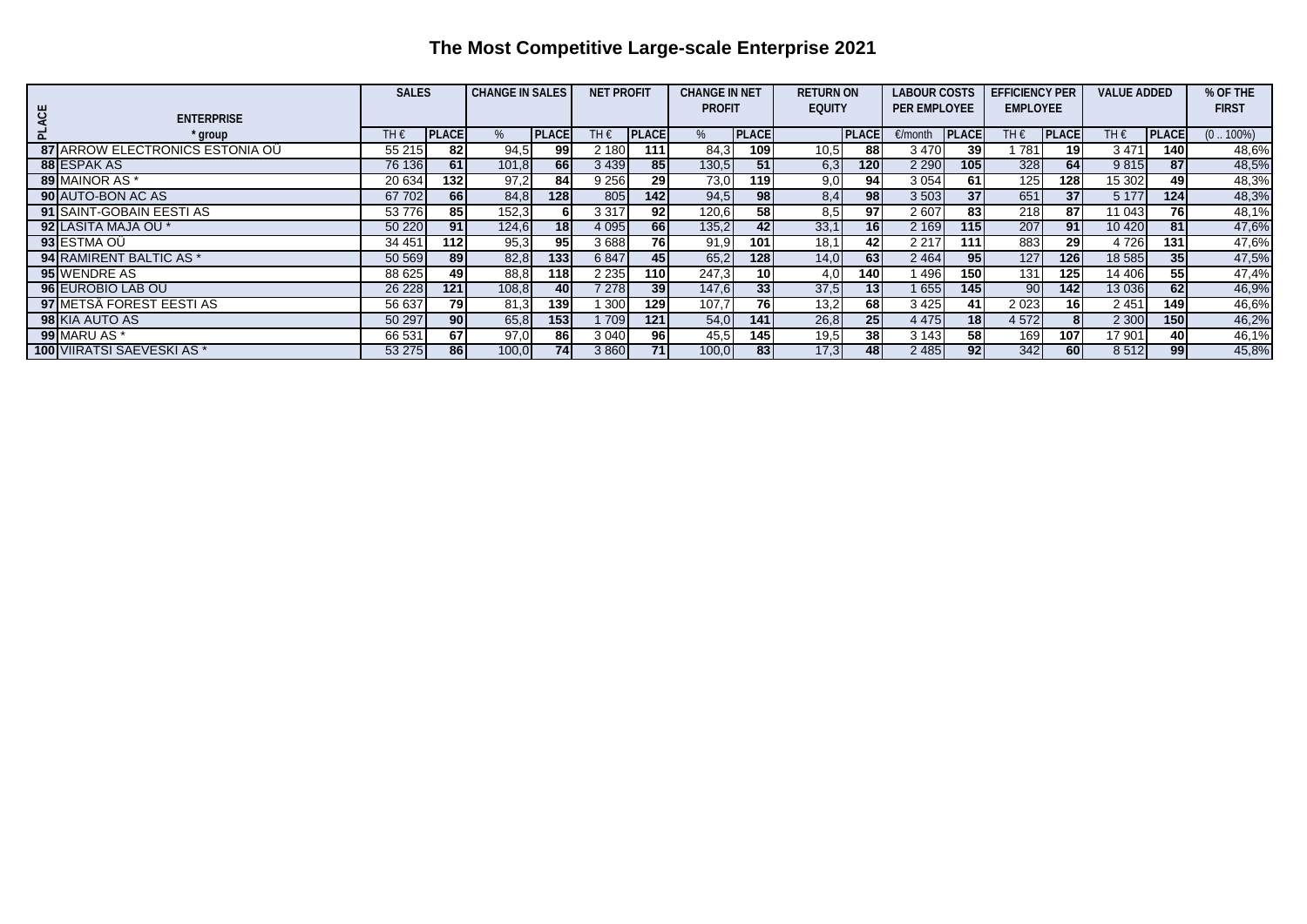# The Most Competitive Large-scale Enterprise 2021

| PLACE | ENTERPRISE | SALES | | CHANGE IN SALES | | NET PROFIT | | CHANGE IN NET PROFIT | | RETURN ON EQUITY | | LABOUR COSTS PER EMPLOYEE | | EFFICIENCY PER EMPLOYEE | | VALUE ADDED | | % OF THE FIRST |
|---|---|---|---|---|---|---|---|---|---|---|---|---|---|---|---|---|---|---|
| | * group | TH € | PLACE | % | PLACE | TH € | PLACE | % | PLACE | | PLACE | €/month | PLACE | TH € | PLACE | TH € | PLACE | (0 .. 100%) |
| 87 | ARROW ELECTRONICS ESTONIA OÜ | 55 215 | 82 | 94,5 | 99 | 2 180 | 111 | 84,3 | 109 | 10,5 | 88 | 3 470 | 39 | 1 781 | 19 | 3 471 | 140 | 48,6% |
| 88 | ESPAK AS | 76 136 | 61 | 101,8 | 66 | 3 439 | 85 | 130,5 | 51 | 6,3 | 120 | 2 290 | 105 | 328 | 64 | 9 815 | 87 | 48,5% |
| 89 | MAINOR AS * | 20 634 | 132 | 97,2 | 84 | 9 256 | 29 | 73,0 | 119 | 9,0 | 94 | 3 054 | 61 | 125 | 128 | 15 302 | 49 | 48,3% |
| 90 | AUTO-BON AC AS | 67 702 | 66 | 84,8 | 128 | 805 | 142 | 94,5 | 98 | 8,4 | 98 | 3 503 | 37 | 651 | 37 | 5 177 | 124 | 48,3% |
| 91 | SAINT-GOBAIN EESTI AS | 53 776 | 85 | 152,3 | 6 | 3 317 | 92 | 120,6 | 58 | 8,5 | 97 | 2 607 | 83 | 218 | 87 | 11 043 | 76 | 48,1% |
| 92 | LASITA MAJA OÜ * | 50 220 | 91 | 124,6 | 18 | 4 095 | 66 | 135,2 | 42 | 33,1 | 16 | 2 169 | 115 | 207 | 91 | 10 420 | 81 | 47,6% |
| 93 | ESTMA OÜ | 34 451 | 112 | 95,3 | 95 | 3 688 | 76 | 91,9 | 101 | 18,1 | 42 | 2 217 | 111 | 883 | 29 | 4 726 | 131 | 47,6% |
| 94 | RAMIRENT BALTIC AS * | 50 569 | 89 | 82,8 | 133 | 6 847 | 45 | 65,2 | 128 | 14,0 | 63 | 2 464 | 95 | 127 | 126 | 18 585 | 35 | 47,5% |
| 95 | WENDRE AS | 88 625 | 49 | 88,8 | 118 | 2 235 | 110 | 247,3 | 10 | 4,0 | 140 | 1 496 | 150 | 131 | 125 | 14 406 | 55 | 47,4% |
| 96 | EUROBIO LAB OÜ | 26 228 | 121 | 108,8 | 40 | 7 278 | 39 | 147,6 | 33 | 37,5 | 13 | 1 655 | 145 | 90 | 142 | 13 036 | 62 | 46,9% |
| 97 | METSÄ FOREST EESTI AS | 56 637 | 79 | 81,3 | 139 | 1 300 | 129 | 107,7 | 76 | 13,2 | 68 | 3 425 | 41 | 2 023 | 16 | 2 451 | 149 | 46,6% |
| 98 | KIA AUTO AS | 50 297 | 90 | 65,8 | 153 | 1 709 | 121 | 54,0 | 141 | 26,8 | 25 | 4 475 | 18 | 4 572 | 8 | 2 300 | 150 | 46,2% |
| 99 | MARU AS * | 66 531 | 67 | 97,0 | 86 | 3 040 | 96 | 45,5 | 145 | 19,5 | 38 | 3 143 | 58 | 169 | 107 | 17 901 | 40 | 46,1% |
| 100 | VIIRATSI SAEVESKI AS * | 53 275 | 86 | 100,0 | 74 | 3 860 | 71 | 100,0 | 83 | 17,3 | 48 | 2 485 | 92 | 342 | 60 | 8 512 | 99 | 45,8% |